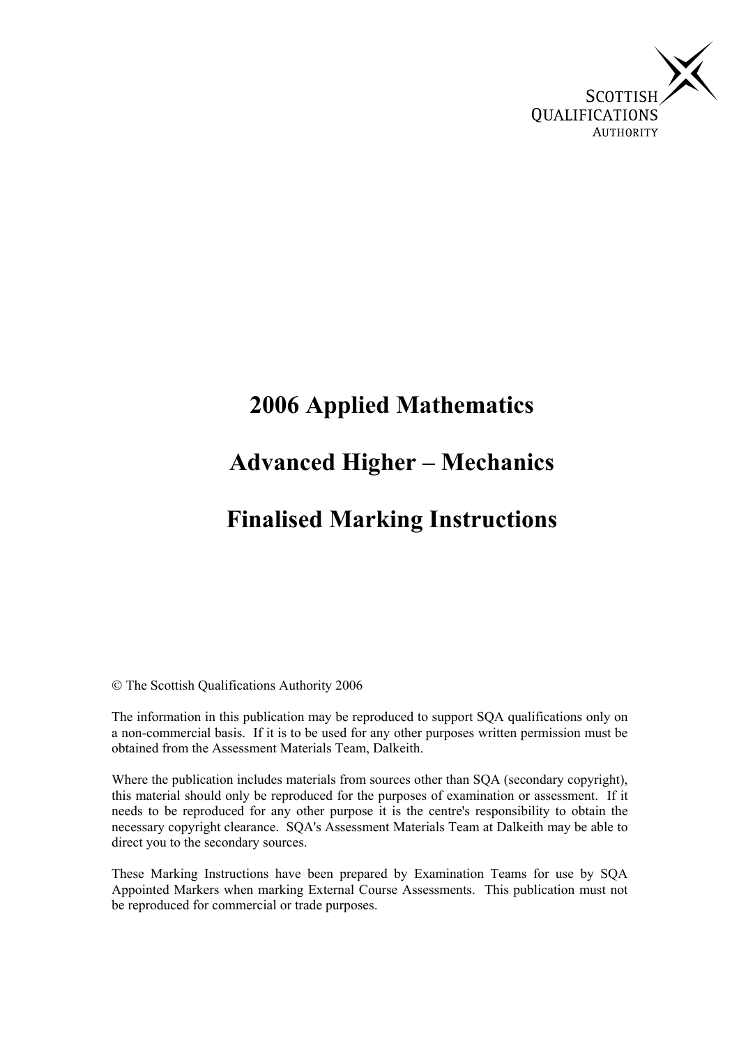SCOTTISH QUALIFICATIONS AUTHORITY

# 2006 Applied Mathematics

# Advanced Higher – Mechanics

# Finalised Marking Instructions

© The Scottish Qualifications Authority 2006

The information in this publication may be reproduced to support SQA qualifications only on a non-commercial basis. If it is to be used for any other purposes written permission must be obtained from the Assessment Materials Team, Dalkeith.

Where the publication includes materials from sources other than SQA (secondary copyright), this material should only be reproduced for the purposes of examination or assessment. If it needs to be reproduced for any other purpose it is the centre's responsibility to obtain the necessary copyright clearance. SQA's Assessment Materials Team at Dalkeith may be able to direct you to the secondary sources.

These Marking Instructions have been prepared by Examination Teams for use by SQA Appointed Markers when marking External Course Assessments. This publication must not be reproduced for commercial or trade purposes.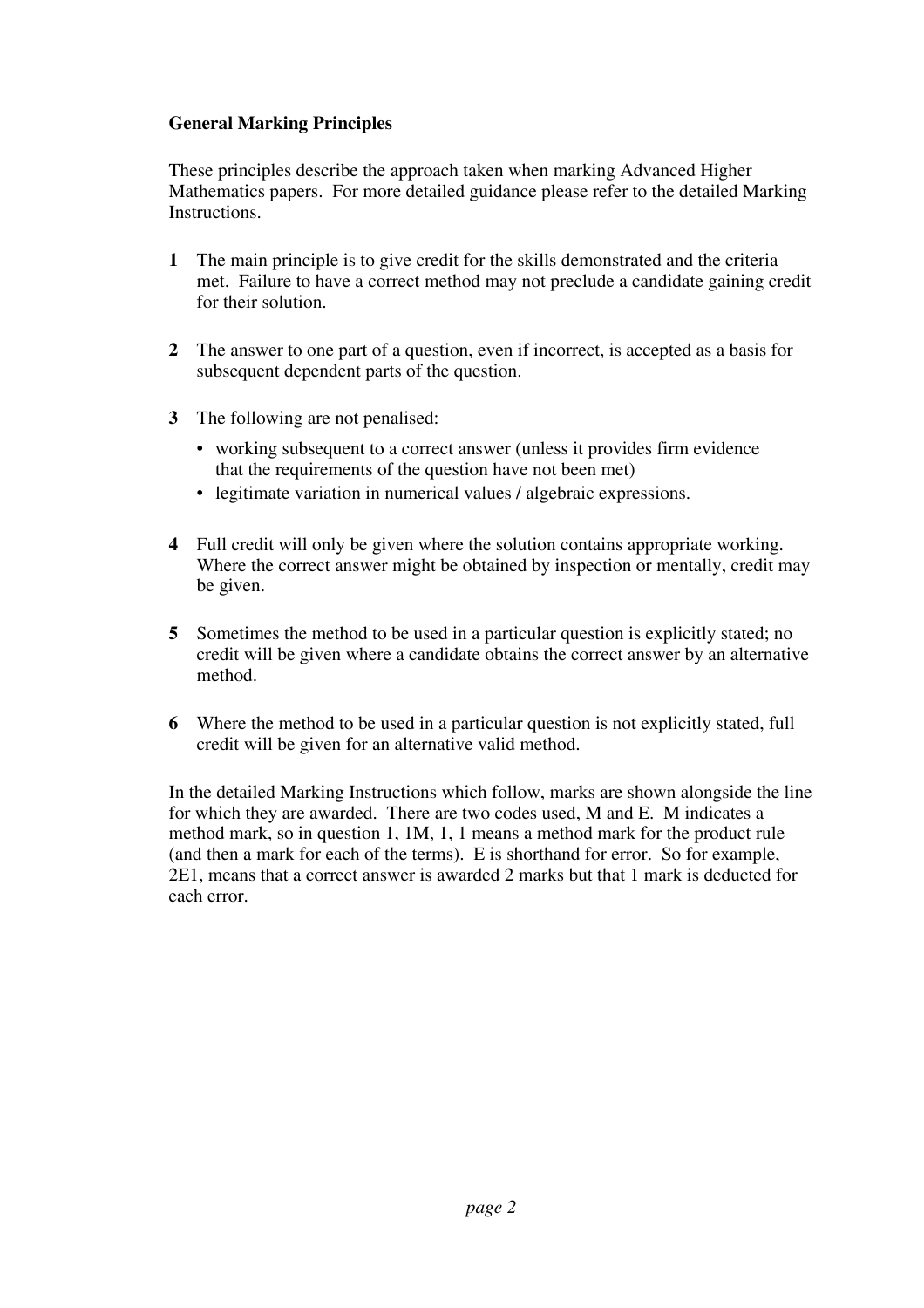**General Marking Principles**

These principles describe the approach taken when marking Advanced Higher Mathematics papers. For more detailed guidance please refer to the detailed Marking Instructions.

**1** The main principle is to give credit for the skills demonstrated and the criteria met. Failure to have a correct method may not preclude a candidate gaining credit for their solution.

**2** The answer to one part of a question, even if incorrect, is accepted as a basis for subsequent dependent parts of the question.

**3** The following are not penalised:

- working subsequent to a correct answer (unless it provides firm evidence that the requirements of the question have not been met)
- legitimate variation in numerical values / algebraic expressions.

**4** Full credit will only be given where the solution contains appropriate working. Where the correct answer might be obtained by inspection or mentally, credit may be given.

**5** Sometimes the method to be used in a particular question is explicitly stated; no credit will be given where a candidate obtains the correct answer by an alternative method.

**6** Where the method to be used in a particular question is not explicitly stated, full credit will be given for an alternative valid method.

In the detailed Marking Instructions which follow, marks are shown alongside the line for which they are awarded. There are two codes used, M and E. M indicates a method mark, so in question 1, 1M, 1, 1 means a method mark for the product rule (and then a mark for each of the terms). E is shorthand for error. So for example, 2E1, means that a correct answer is awarded 2 marks but that 1 mark is deducted for each error.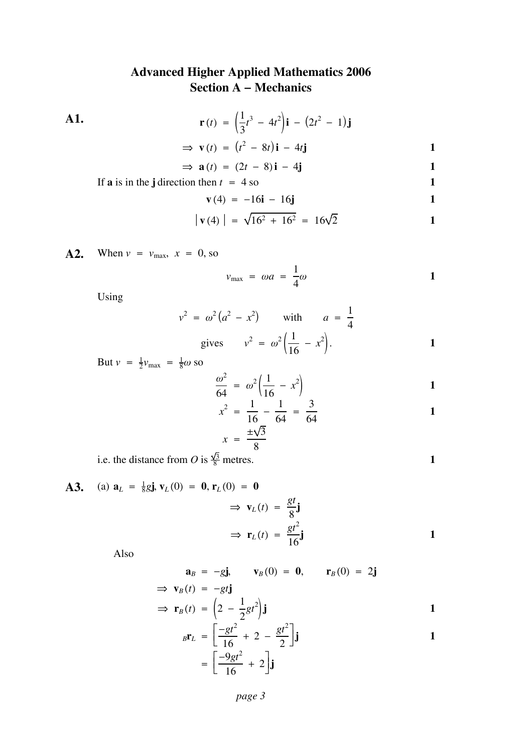# Advanced Higher Applied Mathematics 2006
## Section A − Mechanics

**A1.**

$$\mathbf{r}(t) = \left(\frac{1}{3}t^3 - 4t^2\right)\mathbf{i} - \left(2t^2 - 1\right)\mathbf{j}$$

$$\Rightarrow \mathbf{v}(t) = \left(t^2 - 8t\right)\mathbf{i} - 4t\mathbf{j} \qquad \mathbf{1}$$

$$\Rightarrow \mathbf{a}(t) = (2t - 8)\mathbf{i} - 4\mathbf{j} \qquad \mathbf{1}$$

If **a** is in the **j** direction then $t = 4$ so **1**

$$\mathbf{v}(4) = -16\mathbf{i} - 16\mathbf{j} \qquad \mathbf{1}$$

$$|\mathbf{v}(4)| = \sqrt{16^2 + 16^2} = 16\sqrt{2} \qquad \mathbf{1}$$

**A2.** When $v = v_{\max}$, $x = 0$, so

$$v_{\max} = \omega a = \frac{1}{4}\omega \qquad \mathbf{1}$$

Using

$$v^2 = \omega^2\left(a^2 - x^2\right) \qquad \text{with} \qquad a = \frac{1}{4}$$

$$\text{gives} \qquad v^2 = \omega^2\left(\frac{1}{16} - x^2\right). \qquad \mathbf{1}$$

But $v = \frac{1}{2}v_{\max} = \frac{1}{8}\omega$ so

$$\frac{\omega^2}{64} = \omega^2\left(\frac{1}{16} - x^2\right) \qquad \mathbf{1}$$

$$x^2 = \frac{1}{16} - \frac{1}{64} = \frac{3}{64} \qquad \mathbf{1}$$

$$x = \frac{\pm\sqrt{3}}{8}$$

i.e. the distance from $O$ is $\frac{\sqrt{3}}{8}$ metres. **1**

**A3.** (a) $\mathbf{a}_L = \frac{1}{8}g\mathbf{j}$, $\mathbf{v}_L(0) = \mathbf{0}$, $\mathbf{r}_L(0) = \mathbf{0}$

$$\Rightarrow \mathbf{v}_L(t) = \frac{gt}{8}\mathbf{j}$$

$$\Rightarrow \mathbf{r}_L(t) = \frac{gt^2}{16}\mathbf{j} \qquad \mathbf{1}$$

Also

$$\mathbf{a}_B = -g\mathbf{j}, \qquad \mathbf{v}_B(0) = \mathbf{0}, \qquad \mathbf{r}_B(0) = 2\mathbf{j}$$

$$\Rightarrow \mathbf{v}_B(t) = -gt\mathbf{j}$$

$$\Rightarrow \mathbf{r}_B(t) = \left(2 - \frac{1}{2}gt^2\right)\mathbf{j} \qquad \mathbf{1}$$

$${}_B\mathbf{r}_L = \left[\frac{-gt^2}{16} + 2 - \frac{gt^2}{2}\right]\mathbf{j} \qquad \mathbf{1}$$

$$= \left[\frac{-9gt^2}{16} + 2\right]\mathbf{j}$$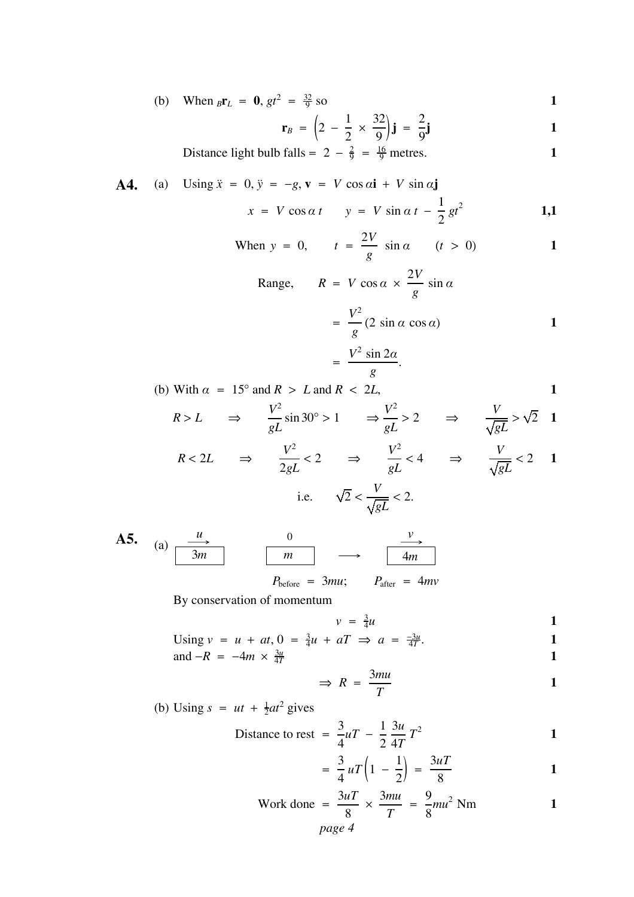(b) When ${}_B\mathbf{r}_L = \mathbf{0}$, $gt^2 = \frac{32}{9}$ so **1**

$$\mathbf{r}_B = \left(2 - \frac{1}{2} \times \frac{32}{9}\right)\mathbf{j} = \frac{2}{9}\mathbf{j} \qquad \mathbf{1}$$

Distance light bulb falls $= 2 - \frac{2}{9} = \frac{16}{9}$ metres. **1**

**A4.** (a) Using $\ddot{x} = 0, \ddot{y} = -g, \mathbf{v} = V\cos\alpha\mathbf{i} + V\sin\alpha\mathbf{j}$

$$x = V\cos\alpha\, t \qquad y = V\sin\alpha\, t - \frac{1}{2}gt^2 \qquad \mathbf{1,1}$$

$$\text{When } y = 0, \qquad t = \frac{2V}{g}\sin\alpha \qquad (t > 0) \qquad \mathbf{1}$$

$$\text{Range,} \qquad R = V\cos\alpha \times \frac{2V}{g}\sin\alpha$$

$$= \frac{V^2}{g}(2\sin\alpha\cos\alpha) \qquad \mathbf{1}$$

$$= \frac{V^2\sin 2\alpha}{g}.$$

(b) With $\alpha = 15°$ and $R > L$ and $R < 2L$, **1**

$$R > L \quad \Rightarrow \quad \frac{V^2}{gL}\sin 30° > 1 \quad \Rightarrow \frac{V^2}{gL} > 2 \quad \Rightarrow \quad \frac{V}{\sqrt{gL}} > \sqrt{2} \qquad \mathbf{1}$$

$$R < 2L \quad \Rightarrow \quad \frac{V^2}{2gL} < 2 \quad \Rightarrow \quad \frac{V^2}{gL} < 4 \quad \Rightarrow \quad \frac{V}{\sqrt{gL}} < 2 \qquad \mathbf{1}$$

$$\text{i.e.} \qquad \sqrt{2} < \frac{V}{\sqrt{gL}} < 2.$$

**A5.** (a) [$3m$ with velocity $u$] [$m$ with velocity $0$] $\longrightarrow$ [$4m$ with velocity $v$]

$$P_{\text{before}} = 3mu; \qquad P_{\text{after}} = 4mv$$

By conservation of momentum

$$v = \tfrac{3}{4}u \qquad \mathbf{1}$$

Using $v = u + at$, $0 = \frac{3}{4}u + aT \Rightarrow a = \frac{-3u}{4T}$. **1**

and $-R = -4m \times \frac{3u}{4T}$ **1**

$$\Rightarrow R = \frac{3mu}{T} \qquad \mathbf{1}$$

(b) Using $s = ut + \frac{1}{2}at^2$ gives

$$\text{Distance to rest} = \frac{3}{4}uT - \frac{1}{2}\frac{3u}{4T}T^2 \qquad \mathbf{1}$$

$$= \frac{3}{4}uT\left(1 - \frac{1}{2}\right) = \frac{3uT}{8} \qquad \mathbf{1}$$

$$\text{Work done} = \frac{3uT}{8} \times \frac{3mu}{T} = \frac{9}{8}mu^2 \text{ Nm} \qquad \mathbf{1}$$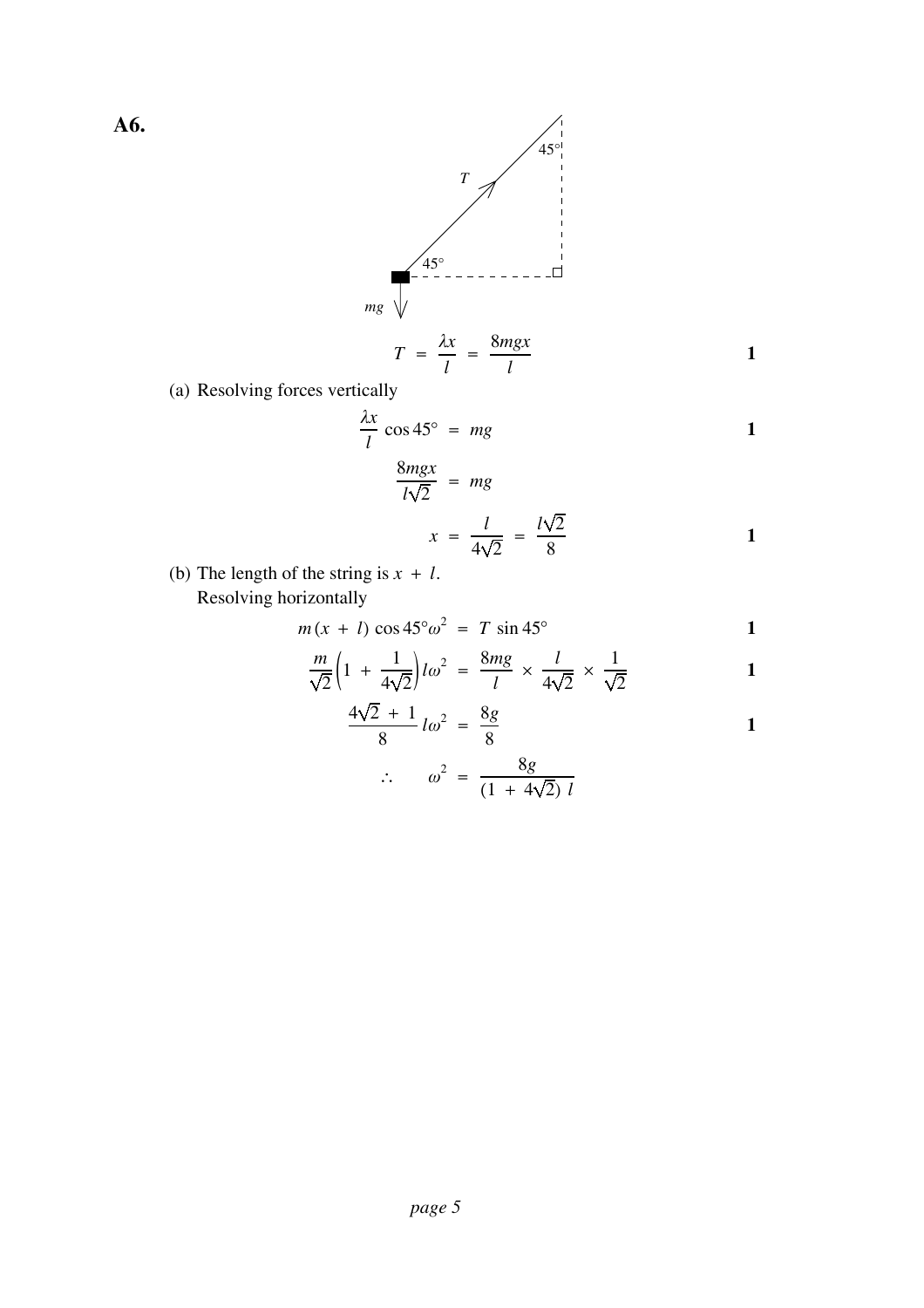**A6.**

$$T = \frac{\lambda x}{l} = \frac{8mgx}{l} \qquad \mathbf{1}$$

(a) Resolving forces vertically

$$\frac{\lambda x}{l}\cos 45^\circ = mg \qquad \mathbf{1}$$

$$\frac{8mgx}{l\sqrt{2}} = mg$$

$$x = \frac{l}{4\sqrt{2}} = \frac{l\sqrt{2}}{8} \qquad \mathbf{1}$$

(b) The length of the string is $x + l$.
Resolving horizontally

$$m(x + l)\cos 45^\circ \omega^2 = T \sin 45^\circ \qquad \mathbf{1}$$

$$\frac{m}{\sqrt{2}}\left(1 + \frac{1}{4\sqrt{2}}\right) l\omega^2 = \frac{8mg}{l} \times \frac{l}{4\sqrt{2}} \times \frac{1}{\sqrt{2}} \qquad \mathbf{1}$$

$$\frac{4\sqrt{2} + 1}{8} l\omega^2 = \frac{8g}{8} \qquad \mathbf{1}$$

$$\therefore \quad \omega^2 = \frac{8g}{(1 + 4\sqrt{2})\, l}$$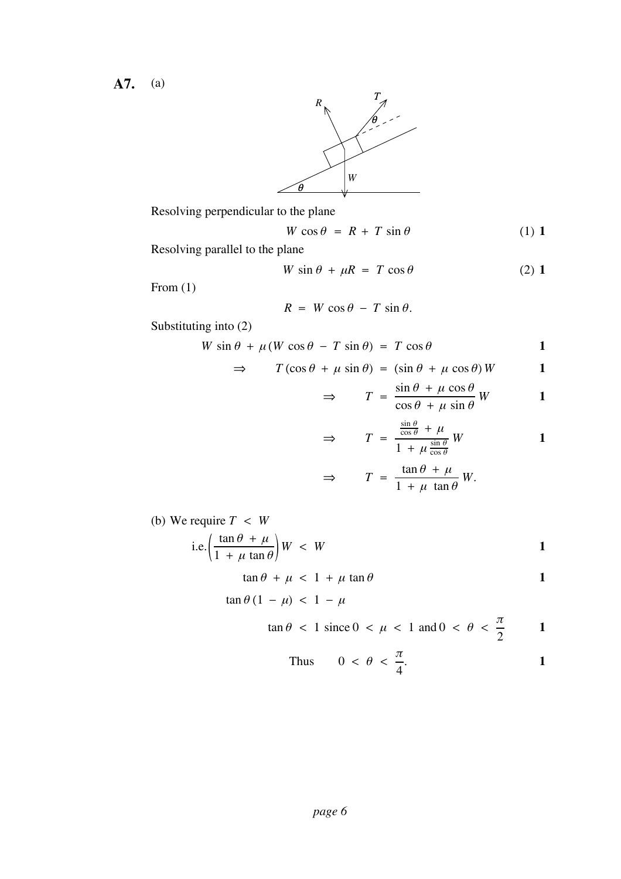**A7.** (a)

Resolving perpendicular to the plane

$$W \cos\theta = R + T \sin\theta \qquad (1) \ \mathbf{1}$$

Resolving parallel to the plane

$$W \sin\theta + \mu R = T \cos\theta \qquad (2) \ \mathbf{1}$$

From (1)

$$R = W \cos\theta - T \sin\theta.$$

Substituting into (2)

$$W \sin\theta + \mu(W \cos\theta - T \sin\theta) = T \cos\theta \qquad \mathbf{1}$$

$$\Rightarrow \quad T(\cos\theta + \mu \sin\theta) = (\sin\theta + \mu \cos\theta) W \qquad \mathbf{1}$$

$$\Rightarrow \quad T = \frac{\sin\theta + \mu \cos\theta}{\cos\theta + \mu \sin\theta} W \qquad \mathbf{1}$$

$$\Rightarrow \quad T = \frac{\frac{\sin\theta}{\cos\theta} + \mu}{1 + \mu \frac{\sin\theta}{\cos\theta}} W \qquad \mathbf{1}$$

$$\Rightarrow \quad T = \frac{\tan\theta + \mu}{1 + \mu \tan\theta} W.$$

(b) We require $T < W$

$$\text{i.e.} \left(\frac{\tan\theta + \mu}{1 + \mu \tan\theta}\right) W < W \qquad \mathbf{1}$$

$$\tan\theta + \mu < 1 + \mu \tan\theta \qquad \mathbf{1}$$

$$\tan\theta(1 - \mu) < 1 - \mu$$

$$\tan\theta < 1 \text{ since } 0 < \mu < 1 \text{ and } 0 < \theta < \frac{\pi}{2} \qquad \mathbf{1}$$

$$\text{Thus} \quad 0 < \theta < \frac{\pi}{4}. \qquad \mathbf{1}$$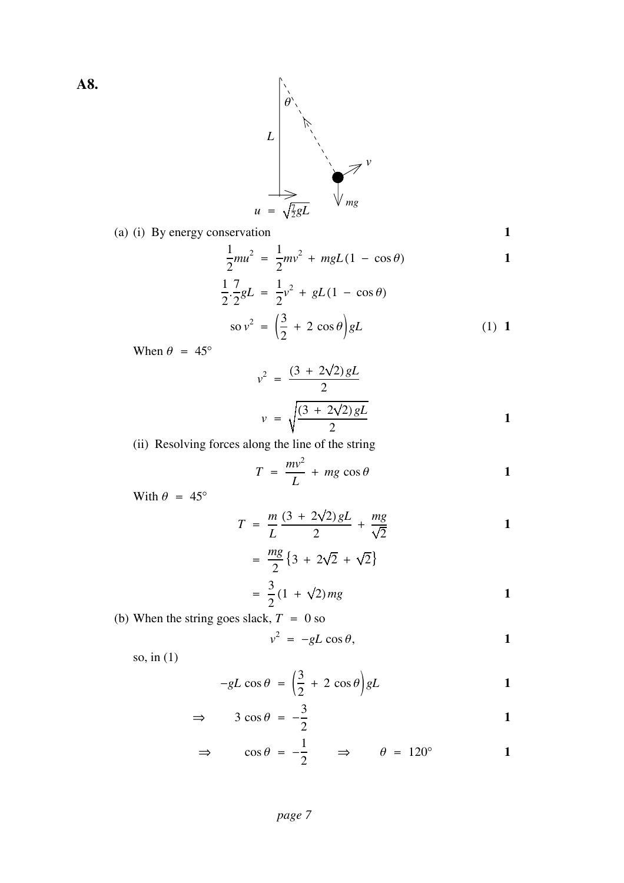**A8.**

$$u = \sqrt{\tfrac{7}{2}gL}$$

(a) (i) By energy conservation **1**

$$\frac{1}{2}mu^2 = \frac{1}{2}mv^2 + mgL(1 - \cos\theta) \qquad \mathbf{1}$$

$$\frac{1}{2}.\frac{7}{2}gL = \frac{1}{2}v^2 + gL(1 - \cos\theta)$$

$$\text{so } v^2 = \left(\frac{3}{2} + 2\cos\theta\right)gL \qquad (1) \quad \mathbf{1}$$

When $\theta = 45°$

$$v^2 = \frac{(3 + 2\sqrt{2})\,gL}{2}$$

$$v = \sqrt{\frac{(3 + 2\sqrt{2})\,gL}{2}} \qquad \mathbf{1}$$

(ii) Resolving forces along the line of the string

$$T = \frac{mv^2}{L} + mg\cos\theta \qquad \mathbf{1}$$

With $\theta = 45°$

$$T = \frac{m}{L}\frac{(3 + 2\sqrt{2})\,gL}{2} + \frac{mg}{\sqrt{2}} \qquad \mathbf{1}$$

$$= \frac{mg}{2}\left\{3 + 2\sqrt{2} + \sqrt{2}\right\}$$

$$= \frac{3}{2}(1 + \sqrt{2})\,mg \qquad \mathbf{1}$$

(b) When the string goes slack, $T = 0$ so

$$v^2 = -gL\cos\theta, \qquad \mathbf{1}$$

so, in (1)

$$-gL\cos\theta = \left(\frac{3}{2} + 2\cos\theta\right)gL \qquad \mathbf{1}$$

$$\Rightarrow \quad 3\cos\theta = -\frac{3}{2} \qquad \mathbf{1}$$

$$\Rightarrow \quad \cos\theta = -\frac{1}{2} \quad \Rightarrow \quad \theta = 120° \qquad \mathbf{1}$$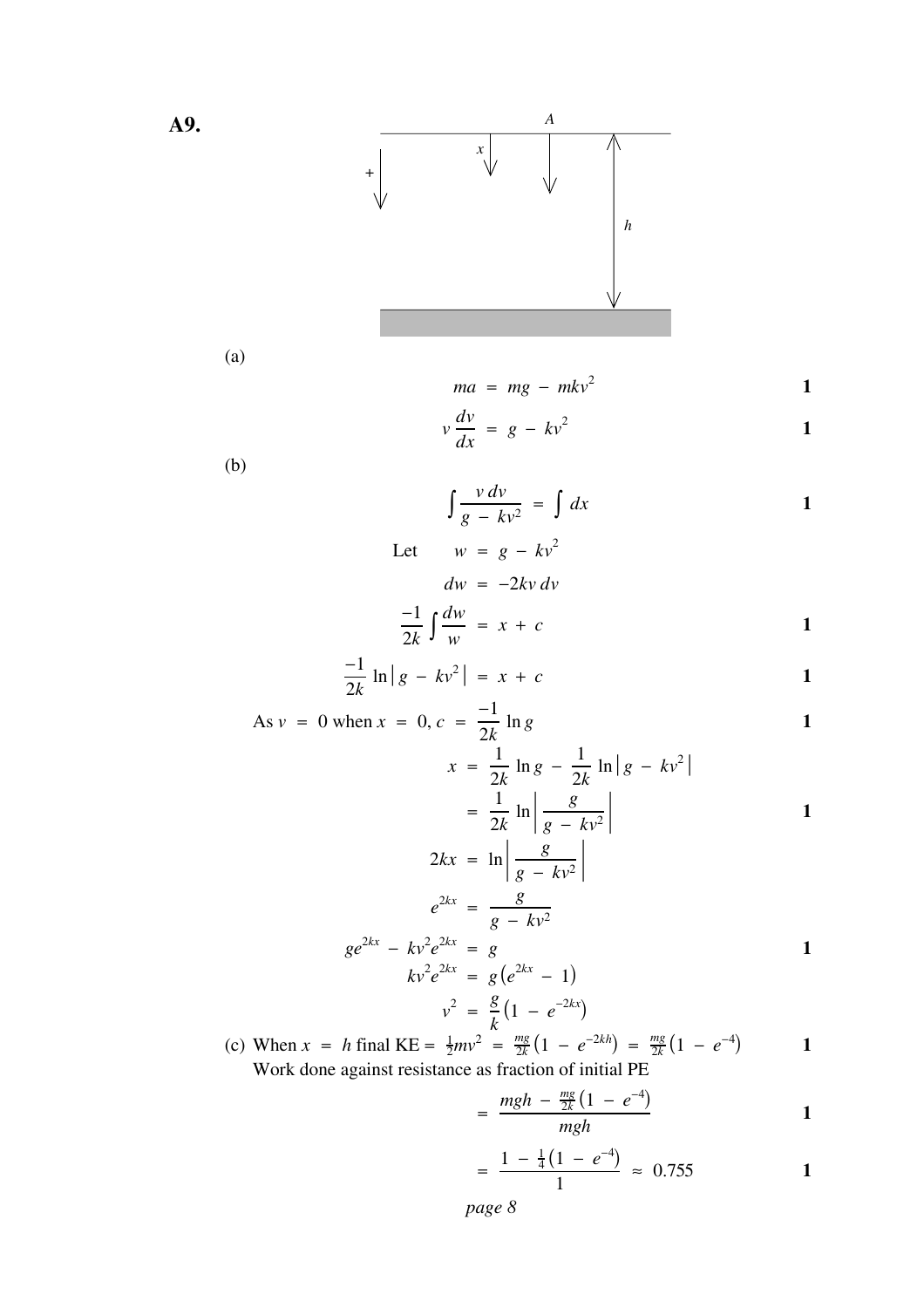**A9.**

(a)

$$ma = mg - mkv^2 \qquad \textbf{1}$$

$$v\frac{dv}{dx} = g - kv^2 \qquad \textbf{1}$$

(b)

$$\int \frac{v\,dv}{g - kv^2} = \int dx \qquad \textbf{1}$$

Let $\quad w = g - kv^2$

$$dw = -2kv\,dv$$

$$\frac{-1}{2k}\int \frac{dw}{w} = x + c \qquad \textbf{1}$$

$$\frac{-1}{2k}\ln\left|g - kv^2\right| = x + c \qquad \textbf{1}$$

As $v = 0$ when $x = 0$, $c = \dfrac{-1}{2k}\ln g \qquad \textbf{1}$

$$x = \frac{1}{2k}\ln g - \frac{1}{2k}\ln\left|g - kv^2\right|$$

$$= \frac{1}{2k}\ln\left|\frac{g}{g - kv^2}\right| \qquad \textbf{1}$$

$$2kx = \ln\left|\frac{g}{g - kv^2}\right|$$

$$e^{2kx} = \frac{g}{g - kv^2}$$

$$ge^{2kx} - kv^2e^{2kx} = g \qquad \textbf{1}$$

$$kv^2e^{2kx} = g\left(e^{2kx} - 1\right)$$

$$v^2 = \frac{g}{k}\left(1 - e^{-2kx}\right)$$

(c) When $x = h$ final KE $= \frac{1}{2}mv^2 = \frac{mg}{2k}\left(1 - e^{-2kh}\right) = \frac{mg}{2k}\left(1 - e^{-4}\right) \qquad \textbf{1}$

Work done against resistance as fraction of initial PE

$$= \frac{mgh - \frac{mg}{2k}\left(1 - e^{-4}\right)}{mgh} \qquad \textbf{1}$$

$$= \frac{1 - \frac{1}{4}\left(1 - e^{-4}\right)}{1} \approx 0.755 \qquad \textbf{1}$$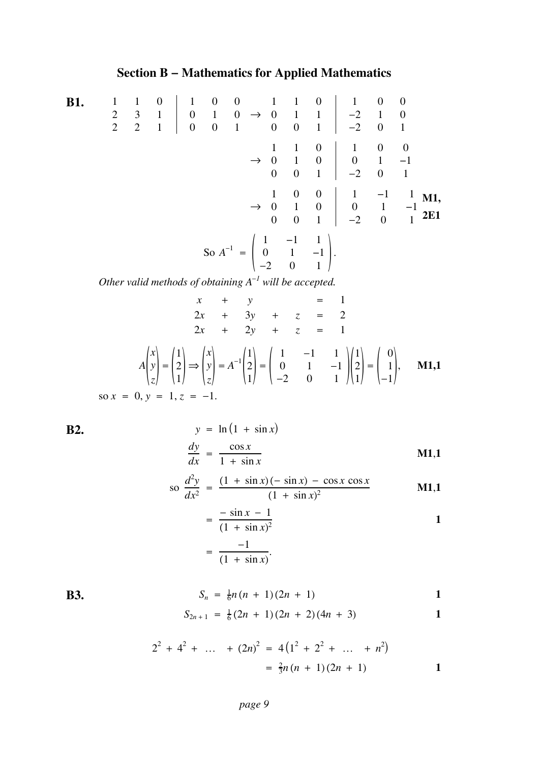## Section B – Mathematics for Applied Mathematics

**B1.**

$$\left(\begin{array}{ccc|ccc} 1 & 1 & 0 & 1 & 0 & 0 \\ 2 & 3 & 1 & 0 & 1 & 0 \\ 2 & 2 & 1 & 0 & 0 & 1 \end{array}\right) \rightarrow \left(\begin{array}{ccc|ccc} 1 & 1 & 0 & 1 & 0 & 0 \\ 0 & 1 & 1 & -2 & 1 & 0 \\ 0 & 0 & 1 & -2 & 0 & 1 \end{array}\right)$$

$$\rightarrow \left(\begin{array}{ccc|ccc} 1 & 1 & 0 & 1 & 0 & 0 \\ 0 & 1 & 0 & 0 & 1 & -1 \\ 0 & 0 & 1 & -2 & 0 & 1 \end{array}\right)$$

$$\rightarrow \left(\begin{array}{ccc|ccc} 1 & 0 & 0 & 1 & -1 & 1 \\ 0 & 1 & 0 & 0 & 1 & -1 \\ 0 & 0 & 1 & -2 & 0 & 1 \end{array}\right) \qquad \textbf{M1, 2E1}$$

So $A^{-1} = \begin{pmatrix} 1 & -1 & 1 \\ 0 & 1 & -1 \\ -2 & 0 & 1 \end{pmatrix}$.

*Other valid methods of obtaining $A^{-1}$ will be accepted.*

$$\begin{aligned} x + y \phantom{+ z} &= 1 \\ 2x + 3y + z &= 2 \\ 2x + 2y + z &= 1 \end{aligned}$$

$$A\begin{pmatrix} x \\ y \\ z \end{pmatrix} = \begin{pmatrix} 1 \\ 2 \\ 1 \end{pmatrix} \Rightarrow \begin{pmatrix} x \\ y \\ z \end{pmatrix} = A^{-1}\begin{pmatrix} 1 \\ 2 \\ 1 \end{pmatrix} = \begin{pmatrix} 1 & -1 & 1 \\ 0 & 1 & -1 \\ -2 & 0 & 1 \end{pmatrix}\begin{pmatrix} 1 \\ 2 \\ 1 \end{pmatrix} = \begin{pmatrix} 0 \\ 1 \\ -1 \end{pmatrix}, \qquad \textbf{M1,1}$$

so $x = 0, y = 1, z = -1$.

**B2.**

$$y = \ln(1 + \sin x)$$

$$\frac{dy}{dx} = \frac{\cos x}{1 + \sin x} \qquad \textbf{M1,1}$$

$$\text{so } \frac{d^2y}{dx^2} = \frac{(1 + \sin x)(-\sin x) - \cos x \cos x}{(1 + \sin x)^2} \qquad \textbf{M1,1}$$

$$= \frac{-\sin x - 1}{(1 + \sin x)^2} \qquad \textbf{1}$$

$$= \frac{-1}{(1 + \sin x)}.$$

**B3.**

$$S_n = \tfrac{1}{6}n(n + 1)(2n + 1) \qquad \textbf{1}$$

$$S_{2n+1} = \tfrac{1}{6}(2n + 1)(2n + 2)(4n + 3) \qquad \textbf{1}$$

$$2^2 + 4^2 + \ldots + (2n)^2 = 4\left(1^2 + 2^2 + \ldots + n^2\right)$$

$$= \tfrac{2}{3}n(n + 1)(2n + 1) \qquad \textbf{1}$$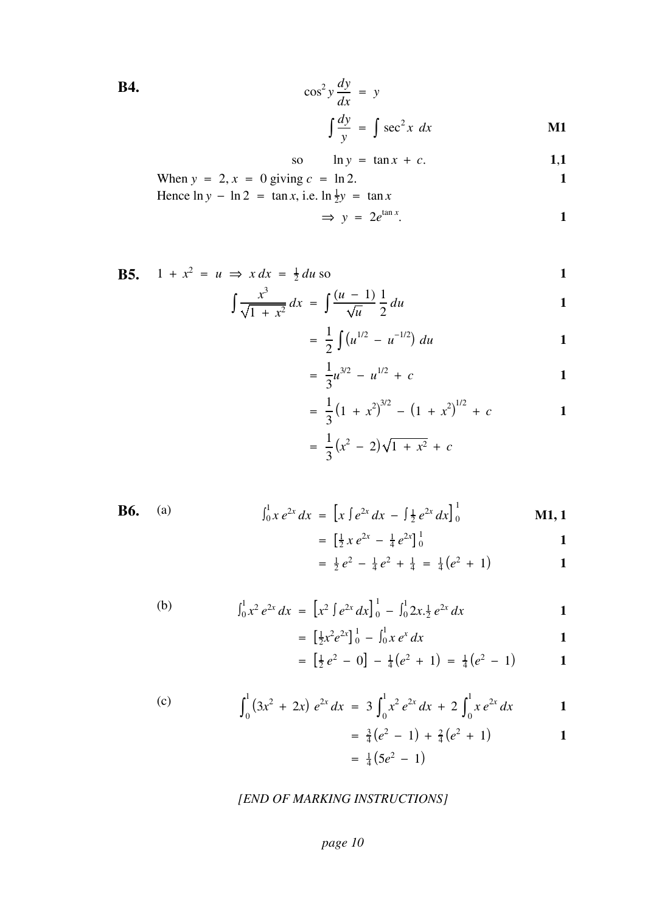**B4.**

$$\cos^2 y \frac{dy}{dx} = y$$

$$\int \frac{dy}{y} = \int \sec^2 x \; dx \qquad \textbf{M1}$$

so $\quad \ln y = \tan x + c. \qquad$ **1,1**

When $y = 2, x = 0$ giving $c = \ln 2$. **1**

Hence $\ln y - \ln 2 = \tan x$, i.e. $\ln \frac{1}{2}y = \tan x$

$$\Rightarrow y = 2e^{\tan x}. \qquad \textbf{1}$$

**B5.** $1 + x^2 = u \Rightarrow x\,dx = \frac{1}{2}du$ so **1**

$$\int \frac{x^3}{\sqrt{1 + x^2}}\,dx = \int \frac{(u - 1)}{\sqrt{u}} \frac{1}{2}\,du \qquad \textbf{1}$$

$$= \frac{1}{2}\int \left(u^{1/2} - u^{-1/2}\right) du \qquad \textbf{1}$$

$$= \frac{1}{3}u^{3/2} - u^{1/2} + c \qquad \textbf{1}$$

$$= \frac{1}{3}\left(1 + x^2\right)^{3/2} - \left(1 + x^2\right)^{1/2} + c \qquad \textbf{1}$$

$$= \frac{1}{3}\left(x^2 - 2\right)\sqrt{1 + x^2} + c$$

**B6.** (a)

$$\int_0^1 x\,e^{2x}\,dx = \left[x \int e^{2x}\,dx - \int \tfrac{1}{2}\,e^{2x}\,dx\right]_0^1 \qquad \textbf{M1, 1}$$

$$= \left[\tfrac{1}{2}\,x\,e^{2x} - \tfrac{1}{4}\,e^{2x}\right]_0^1 \qquad \textbf{1}$$

$$= \tfrac{1}{2}\,e^2 - \tfrac{1}{4}\,e^2 + \tfrac{1}{4} = \tfrac{1}{4}\left(e^2 + 1\right) \qquad \textbf{1}$$

(b)

$$\int_0^1 x^2\,e^{2x}\,dx = \left[x^2 \int e^{2x}\,dx\right]_0^1 - \int_0^1 2x.\tfrac{1}{2}\,e^{2x}\,dx \qquad \textbf{1}$$

$$= \left[\tfrac{1}{2}x^2 e^{2x}\right]_0^1 - \int_0^1 x\,e^x\,dx \qquad \textbf{1}$$

$$= \left[\tfrac{1}{2}\,e^2 - 0\right] - \tfrac{1}{4}\left(e^2 + 1\right) = \tfrac{1}{4}\left(e^2 - 1\right) \qquad \textbf{1}$$

(c)

$$\int_0^1 \left(3x^2 + 2x\right)\,e^{2x}\,dx = 3\int_0^1 x^2\,e^{2x}\,dx + 2\int_0^1 x\,e^{2x}\,dx \qquad \textbf{1}$$

$$= \tfrac{3}{4}\left(e^2 - 1\right) + \tfrac{2}{4}\left(e^2 + 1\right) \qquad \textbf{1}$$

$$= \tfrac{1}{4}\left(5e^2 - 1\right)$$

*[END OF MARKING INSTRUCTIONS]*